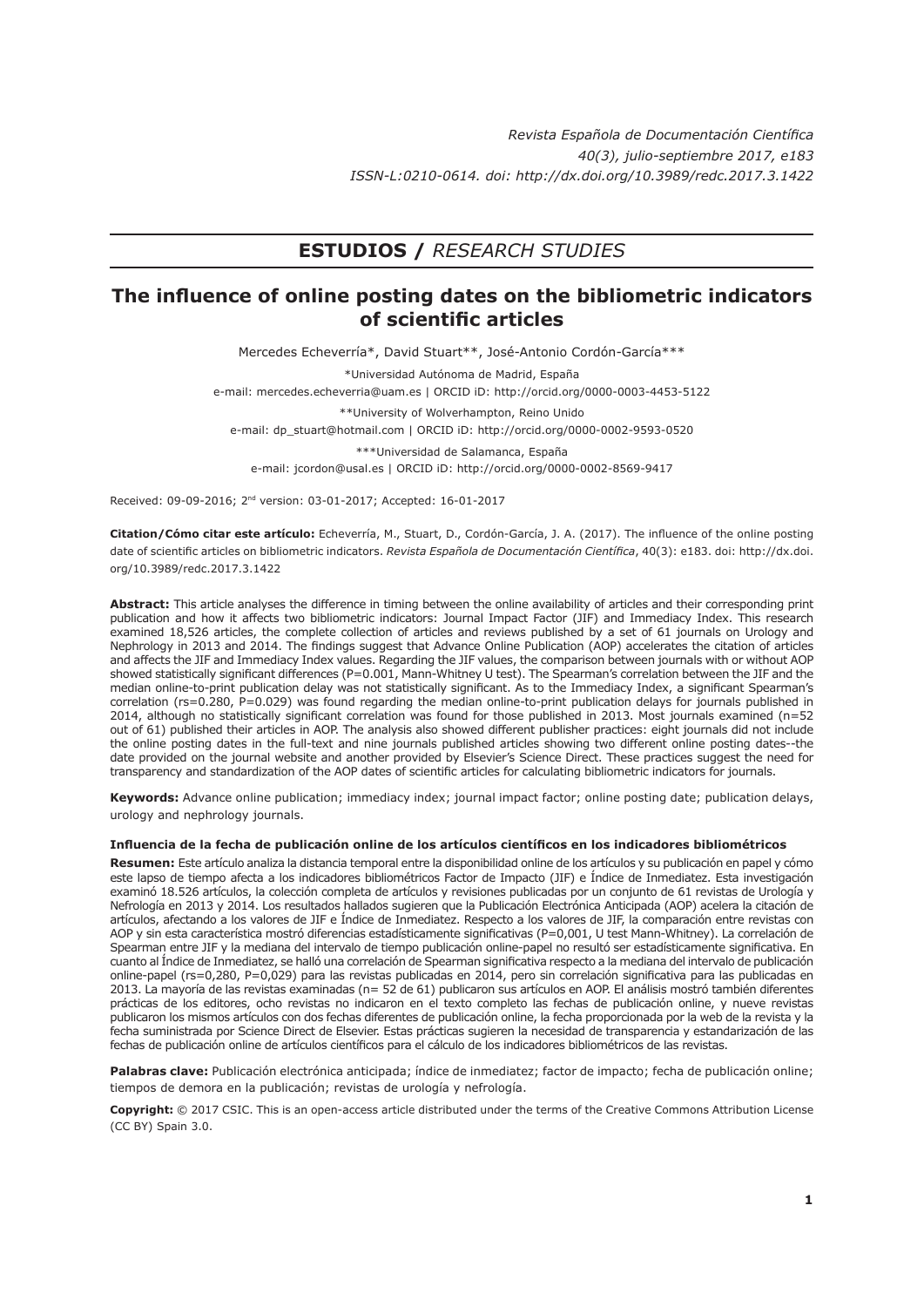## ESTUDIOS / *RESEARCH STUDIES*

# The influence of online posting dates on the bibliometric indicators of scientific articles

Mercedes Echeverría*, David Stuart**, José-Antonio Cordón-García***

*Universidad Autónoma de Madrid, España
e-mail: mercedes.echeverria@uam.es | ORCID iD: http://orcid.org/0000-0003-4453-5122

**University of Wolverhampton, Reino Unido
e-mail: dp_stuart@hotmail.com | ORCID iD: http://orcid.org/0000-0002-9593-0520

***Universidad de Salamanca, España
e-mail: jcordon@usal.es | ORCID iD: http://orcid.org/0000-0002-8569-9417

Received: 09-09-2016; 2nd version: 03-01-2017; Accepted: 16-01-2017

**Citation/Cómo citar este artículo:** Echeverría, M., Stuart, D., Cordón-García, J. A. (2017). The influence of the online posting date of scientific articles on bibliometric indicators. *Revista Española de Documentación Científica*, 40(3): e183. doi: http://dx.doi.org/10.3989/redc.2017.3.1422

**Abstract:** This article analyses the difference in timing between the online availability of articles and their corresponding print publication and how it affects two bibliometric indicators: Journal Impact Factor (JIF) and Immediacy Index. This research examined 18,526 articles, the complete collection of articles and reviews published by a set of 61 journals on Urology and Nephrology in 2013 and 2014. The findings suggest that Advance Online Publication (AOP) accelerates the citation of articles and affects the JIF and Immediacy Index values. Regarding the JIF values, the comparison between journals with or without AOP showed statistically significant differences (P=0.001, Mann-Whitney U test). The Spearman's correlation between the JIF and the median online-to-print publication delay was not statistically significant. As to the Immediacy Index, a significant Spearman's correlation (rs=0.280, P=0.029) was found regarding the median online-to-print publication delays for journals published in 2014, although no statistically significant correlation was found for those published in 2013. Most journals examined (n=52 out of 61) published their articles in AOP. The analysis also showed different publisher practices: eight journals did not include the online posting dates in the full-text and nine journals published articles showing two different online posting dates--the date provided on the journal website and another provided by Elsevier's Science Direct. These practices suggest the need for transparency and standardization of the AOP dates of scientific articles for calculating bibliometric indicators for journals.

**Keywords:** Advance online publication; immediacy index; journal impact factor; online posting date; publication delays, urology and nephrology journals.

**Influencia de la fecha de publicación online de los artículos científicos en los indicadores bibliométricos**

**Resumen:** Este artículo analiza la distancia temporal entre la disponibilidad online de los artículos y su publicación en papel y cómo este lapso de tiempo afecta a los indicadores bibliométricos Factor de Impacto (JIF) e Índice de Inmediatez. Esta investigación examinó 18.526 artículos, la colección completa de artículos y revisiones publicadas por un conjunto de 61 revistas de Urología y Nefrología en 2013 y 2014. Los resultados hallados sugieren que la Publicación Electrónica Anticipada (AOP) acelera la citación de artículos, afectando a los valores de JIF e Índice de Inmediatez. Respecto a los valores de JIF, la comparación entre revistas con AOP y sin esta característica mostró diferencias estadísticamente significativas (P=0,001, U test Mann-Whitney). La correlación de Spearman entre JIF y la mediana del intervalo de tiempo publicación online-papel no resultó ser estadísticamente significativa. En cuanto al Índice de Inmediatez, se halló una correlación de Spearman significativa respecto a la mediana del intervalo de publicación online-papel (rs=0,280, P=0,029) para las revistas publicadas en 2014, pero sin correlación significativa para las publicadas en 2013. La mayoría de las revistas examinadas (n= 52 de 61) publicaron sus artículos en AOP. El análisis mostró también diferentes prácticas de los editores, ocho revistas no indicaron en el texto completo las fechas de publicación online, y nueve revistas publicaron los mismos artículos con dos fechas diferentes de publicación online, la fecha proporcionada por la web de la revista y la fecha suministrada por Science Direct de Elsevier. Estas prácticas sugieren la necesidad de transparencia y estandarización de las fechas de publicación online de artículos científicos para el cálculo de los indicadores bibliométricos de las revistas.

**Palabras clave:** Publicación electrónica anticipada; índice de inmediatez; factor de impacto; fecha de publicación online; tiempos de demora en la publicación; revistas de urología y nefrología.

**Copyright:** © 2017 CSIC. This is an open-access article distributed under the terms of the Creative Commons Attribution License (CC BY) Spain 3.0.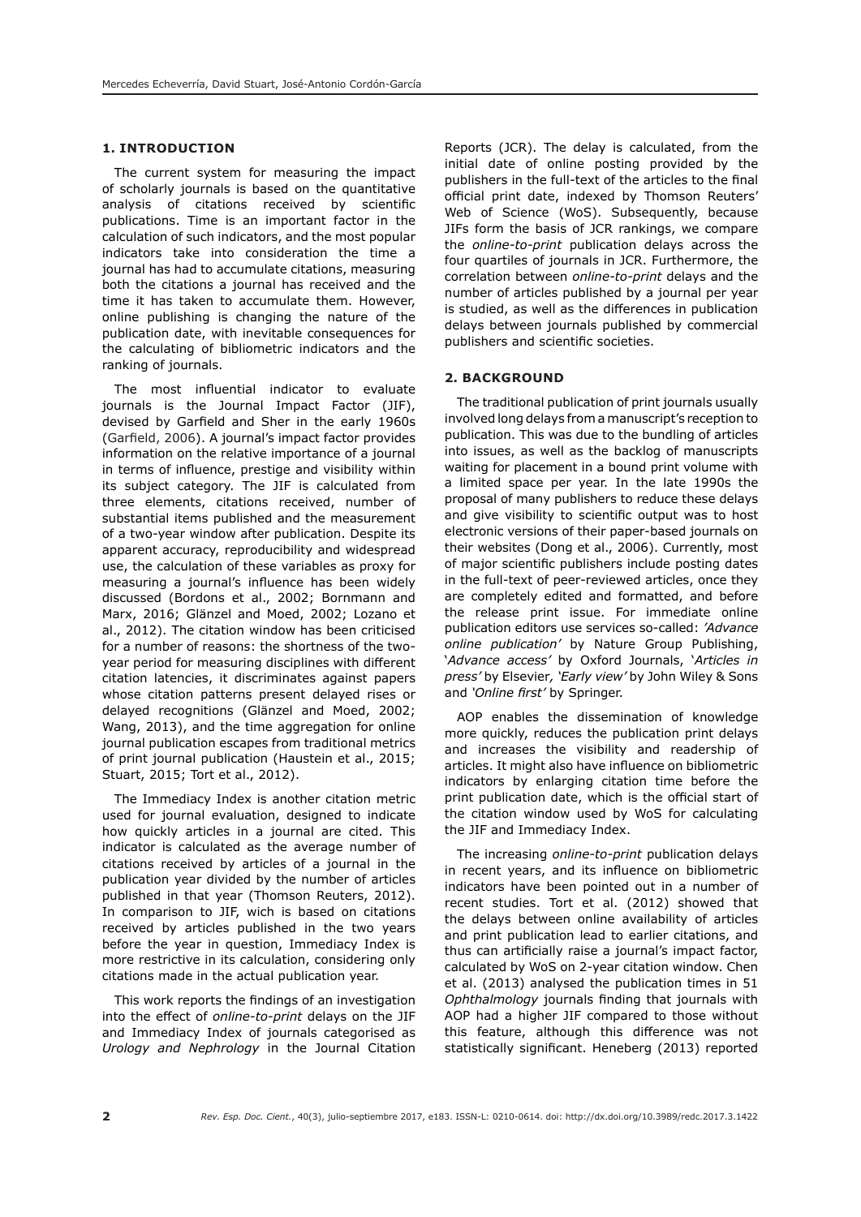## 1. INTRODUCTION

The current system for measuring the impact of scholarly journals is based on the quantitative analysis of citations received by scientific publications. Time is an important factor in the calculation of such indicators, and the most popular indicators take into consideration the time a journal has had to accumulate citations, measuring both the citations a journal has received and the time it has taken to accumulate them. However, online publishing is changing the nature of the publication date, with inevitable consequences for the calculating of bibliometric indicators and the ranking of journals.

The most influential indicator to evaluate journals is the Journal Impact Factor (JIF), devised by Garfield and Sher in the early 1960s (Garfield, 2006). A journal's impact factor provides information on the relative importance of a journal in terms of influence, prestige and visibility within its subject category. The JIF is calculated from three elements, citations received, number of substantial items published and the measurement of a two-year window after publication. Despite its apparent accuracy, reproducibility and widespread use, the calculation of these variables as proxy for measuring a journal's influence has been widely discussed (Bordons et al., 2002; Bornmann and Marx, 2016; Glänzel and Moed, 2002; Lozano et al., 2012). The citation window has been criticised for a number of reasons: the shortness of the two-year period for measuring disciplines with different citation latencies, it discriminates against papers whose citation patterns present delayed rises or delayed recognitions (Glänzel and Moed, 2002; Wang, 2013), and the time aggregation for online journal publication escapes from traditional metrics of print journal publication (Haustein et al., 2015; Stuart, 2015; Tort et al., 2012).

The Immediacy Index is another citation metric used for journal evaluation, designed to indicate how quickly articles in a journal are cited. This indicator is calculated as the average number of citations received by articles of a journal in the publication year divided by the number of articles published in that year (Thomson Reuters, 2012). In comparison to JIF, wich is based on citations received by articles published in the two years before the year in question, Immediacy Index is more restrictive in its calculation, considering only citations made in the actual publication year.

This work reports the findings of an investigation into the effect of *online-to-print* delays on the JIF and Immediacy Index of journals categorised as *Urology and Nephrology* in the Journal Citation Reports (JCR). The delay is calculated, from the initial date of online posting provided by the publishers in the full-text of the articles to the final official print date, indexed by Thomson Reuters' Web of Science (WoS). Subsequently, because JIFs form the basis of JCR rankings, we compare the *online-to-print* publication delays across the four quartiles of journals in JCR. Furthermore, the correlation between *online-to-print* delays and the number of articles published by a journal per year is studied, as well as the differences in publication delays between journals published by commercial publishers and scientific societies.

## 2. BACKGROUND

The traditional publication of print journals usually involved long delays from a manuscript's reception to publication. This was due to the bundling of articles into issues, as well as the backlog of manuscripts waiting for placement in a bound print volume with a limited space per year. In the late 1990s the proposal of many publishers to reduce these delays and give visibility to scientific output was to host electronic versions of their paper-based journals on their websites (Dong et al., 2006). Currently, most of major scientific publishers include posting dates in the full-text of peer-reviewed articles, once they are completely edited and formatted, and before the release print issue. For immediate online publication editors use services so-called: *'Advance online publication'* by Nature Group Publishing, '*Advance access'* by Oxford Journals, '*Articles in press'* by Elsevier*, 'Early view'* by John Wiley & Sons and *'Online first'* by Springer.

AOP enables the dissemination of knowledge more quickly, reduces the publication print delays and increases the visibility and readership of articles. It might also have influence on bibliometric indicators by enlarging citation time before the print publication date, which is the official start of the citation window used by WoS for calculating the JIF and Immediacy Index.

The increasing *online-to-print* publication delays in recent years, and its influence on bibliometric indicators have been pointed out in a number of recent studies. Tort et al. (2012) showed that the delays between online availability of articles and print publication lead to earlier citations, and thus can artificially raise a journal's impact factor, calculated by WoS on 2-year citation window. Chen et al. (2013) analysed the publication times in 51 *Ophthalmology* journals finding that journals with AOP had a higher JIF compared to those without this feature, although this difference was not statistically significant. Heneberg (2013) reported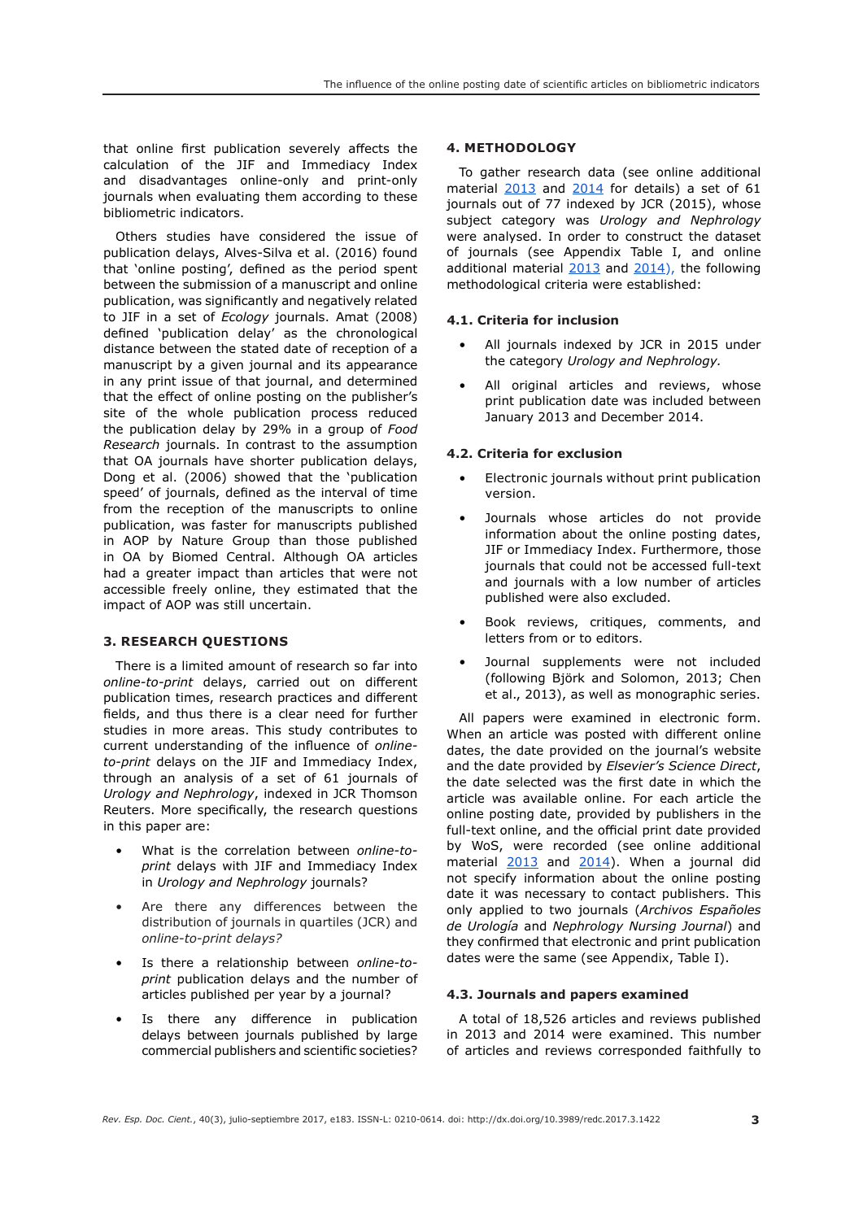that online first publication severely affects the calculation of the JIF and Immediacy Index and disadvantages online-only and print-only journals when evaluating them according to these bibliometric indicators.

Others studies have considered the issue of publication delays, Alves-Silva et al. (2016) found that 'online posting', defined as the period spent between the submission of a manuscript and online publication, was significantly and negatively related to JIF in a set of *Ecology* journals. Amat (2008) defined 'publication delay' as the chronological distance between the stated date of reception of a manuscript by a given journal and its appearance in any print issue of that journal, and determined that the effect of online posting on the publisher's site of the whole publication process reduced the publication delay by 29% in a group of *Food Research* journals. In contrast to the assumption that OA journals have shorter publication delays, Dong et al. (2006) showed that the 'publication speed' of journals, defined as the interval of time from the reception of the manuscripts to online publication, was faster for manuscripts published in AOP by Nature Group than those published in OA by Biomed Central. Although OA articles had a greater impact than articles that were not accessible freely online, they estimated that the impact of AOP was still uncertain.

## 3. RESEARCH QUESTIONS

There is a limited amount of research so far into *online-to-print* delays, carried out on different publication times, research practices and different fields, and thus there is a clear need for further studies in more areas. This study contributes to current understanding of the influence of *online-to-print* delays on the JIF and Immediacy Index, through an analysis of a set of 61 journals of *Urology and Nephrology*, indexed in JCR Thomson Reuters. More specifically, the research questions in this paper are:

- What is the correlation between *online-to-print* delays with JIF and Immediacy Index in *Urology and Nephrology* journals?
- Are there any differences between the distribution of journals in quartiles (JCR) and *online-to-print delays?*
- Is there a relationship between *online-to-print* publication delays and the number of articles published per year by a journal?
- Is there any difference in publication delays between journals published by large commercial publishers and scientific societies?

## 4. METHODOLOGY

To gather research data (see online additional material 2013 and 2014 for details) a set of 61 journals out of 77 indexed by JCR (2015), whose subject category was *Urology and Nephrology* were analysed. In order to construct the dataset of journals (see Appendix Table I, and online additional material 2013 and 2014), the following methodological criteria were established:

### 4.1. Criteria for inclusion

- All journals indexed by JCR in 2015 under the category *Urology and Nephrology.*
- All original articles and reviews, whose print publication date was included between January 2013 and December 2014.

### 4.2. Criteria for exclusion

- Electronic journals without print publication version.
- Journals whose articles do not provide information about the online posting dates, JIF or Immediacy Index. Furthermore, those journals that could not be accessed full-text and journals with a low number of articles published were also excluded.
- Book reviews, critiques, comments, and letters from or to editors.
- Journal supplements were not included (following Björk and Solomon, 2013; Chen et al., 2013), as well as monographic series.

All papers were examined in electronic form. When an article was posted with different online dates, the date provided on the journal's website and the date provided by *Elsevier's Science Direct*, the date selected was the first date in which the article was available online. For each article the online posting date, provided by publishers in the full-text online, and the official print date provided by WoS, were recorded (see online additional material 2013 and 2014). When a journal did not specify information about the online posting date it was necessary to contact publishers. This only applied to two journals (*Archivos Españoles de Urología* and *Nephrology Nursing Journal*) and they confirmed that electronic and print publication dates were the same (see Appendix, Table I).

### 4.3. Journals and papers examined

A total of 18,526 articles and reviews published in 2013 and 2014 were examined. This number of articles and reviews corresponded faithfully to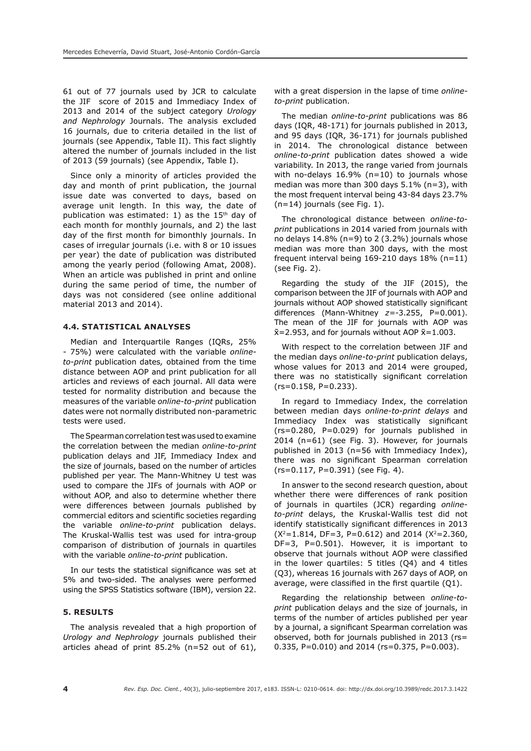61 out of 77 journals used by JCR to calculate the JIF score of 2015 and Immediacy Index of 2013 and 2014 of the subject category *Urology and Nephrology* Journals. The analysis excluded 16 journals, due to criteria detailed in the list of journals (see Appendix, Table II). This fact slightly altered the number of journals included in the list of 2013 (59 journals) (see Appendix, Table I).

Since only a minority of articles provided the day and month of print publication, the journal issue date was converted to days, based on average unit length. In this way, the date of publication was estimated: 1) as the 15th day of each month for monthly journals, and 2) the last day of the first month for bimonthly journals. In cases of irregular journals (i.e. with 8 or 10 issues per year) the date of publication was distributed among the yearly period (following Amat, 2008). When an article was published in print and online during the same period of time, the number of days was not considered (see online additional material 2013 and 2014).

### 4.4. STATISTICAL ANALYSES

Median and Interquartile Ranges (IQRs, 25% - 75%) were calculated with the variable *online-to-print* publication dates*,* obtained from the time distance between AOP and print publication for all articles and reviews of each journal. All data were tested for normality distribution and because the measures of the variable *online-to-print* publication dates were not normally distributed non-parametric tests were used.

The Spearman correlation test was used to examine the correlation between the median *online-to-print* publication delays and JIF, Immediacy Index and the size of journals, based on the number of articles published per year. The Mann-Whitney U test was used to compare the JIFs of journals with AOP or without AOP, and also to determine whether there were differences between journals published by commercial editors and scientific societies regarding the variable *online-to-print* publication delays. The Kruskal-Wallis test was used for intra-group comparison of distribution of journals in quartiles with the variable *online-to-print* publication.

In our tests the statistical significance was set at 5% and two-sided. The analyses were performed using the SPSS Statistics software (IBM), version 22.

## 5. RESULTS

The analysis revealed that a high proportion of *Urology and Nephrology* journals published their articles ahead of print 85.2% (n=52 out of 61), with a great dispersion in the lapse of time *online-to-print* publication.

The median *online-to-print* publications was 86 days (IQR, 48-171) for journals published in 2013, and 95 days (IQR, 36-171) for journals published in 2014. The chronological distance between *online-to-print* publication dates showed a wide variability. In 2013, the range varied from journals with no-delays 16.9% (n=10) to journals whose median was more than 300 days 5.1% (n=3), with the most frequent interval being 43-84 days 23.7% (n=14) journals (see Fig. 1).

The chronological distance between *online-to-print* publications in 2014 varied from journals with no delays 14.8% (n=9) to 2 (3.2%) journals whose median was more than 300 days, with the most frequent interval being 169-210 days 18% (n=11) (see Fig. 2).

Regarding the study of the JIF (2015), the comparison between the JIF of journals with AOP and journals without AOP showed statistically significant differences (Mann-Whitney $z$=-3.255, P=0.001). The mean of the JIF for journals with AOP was $\bar{x}$=2.953, and for journals without AOP $\bar{x}$=1.003.

With respect to the correlation between JIF and the median days *online-to-print* publication delays, whose values for 2013 and 2014 were grouped, there was no statistically significant correlation (rs=0.158, P=0.233).

In regard to Immediacy Index, the correlation between median days *online-to-print delays* and Immediacy Index was statistically significant (rs=0.280, P=0.029) for journals published in 2014 (n=61) (see Fig. 3). However, for journals published in 2013 (n=56 with Immediacy Index), there was no significant Spearman correlation (rs=0.117, P=0.391) (see Fig. 4).

In answer to the second research question, about whether there were differences of rank position of journals in quartiles (JCR) regarding *online-to-print* delays, the Kruskal-Wallis test did not identify statistically significant differences in 2013 ($X^2$=1.814, DF=3, P=0.612) and 2014 ($X^2$=2.360, DF=3, P=0.501). However, it is important to observe that journals without AOP were classified in the lower quartiles: 5 titles (Q4) and 4 titles (Q3), whereas 16 journals with 267 days of AOP, on average, were classified in the first quartile (Q1).

Regarding the relationship between *online-to-print* publication delays and the size of journals, in terms of the number of articles published per year by a journal, a significant Spearman correlation was observed, both for journals published in 2013 (rs= 0.335, P=0.010) and 2014 (rs=0.375, P=0.003).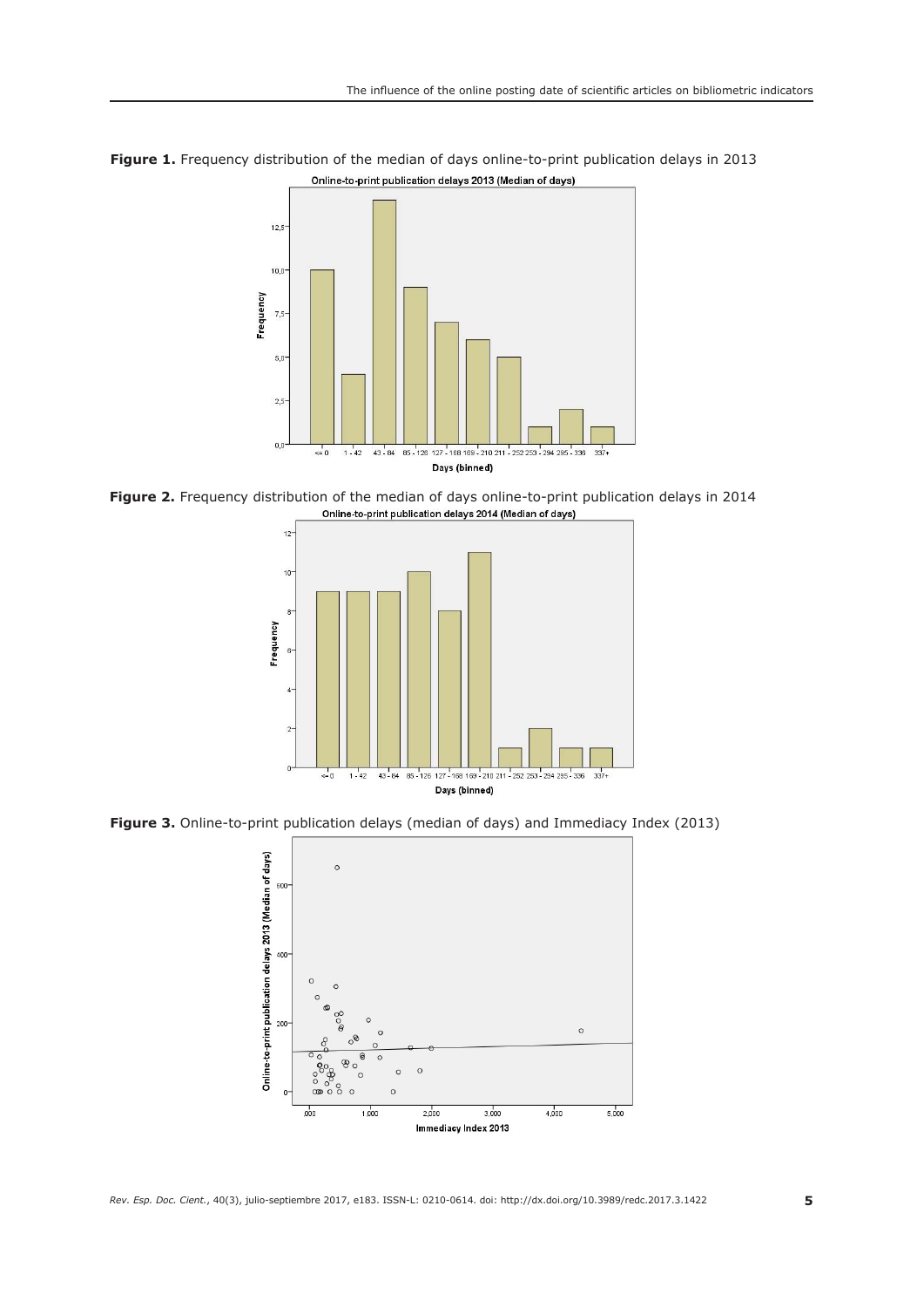**Figure 1.** Frequency distribution of the median of days online-to-print publication delays in 2013

**Figure 2.** Frequency distribution of the median of days online-to-print publication delays in 2014

**Figure 3.** Online-to-print publication delays (median of days) and Immediacy Index (2013)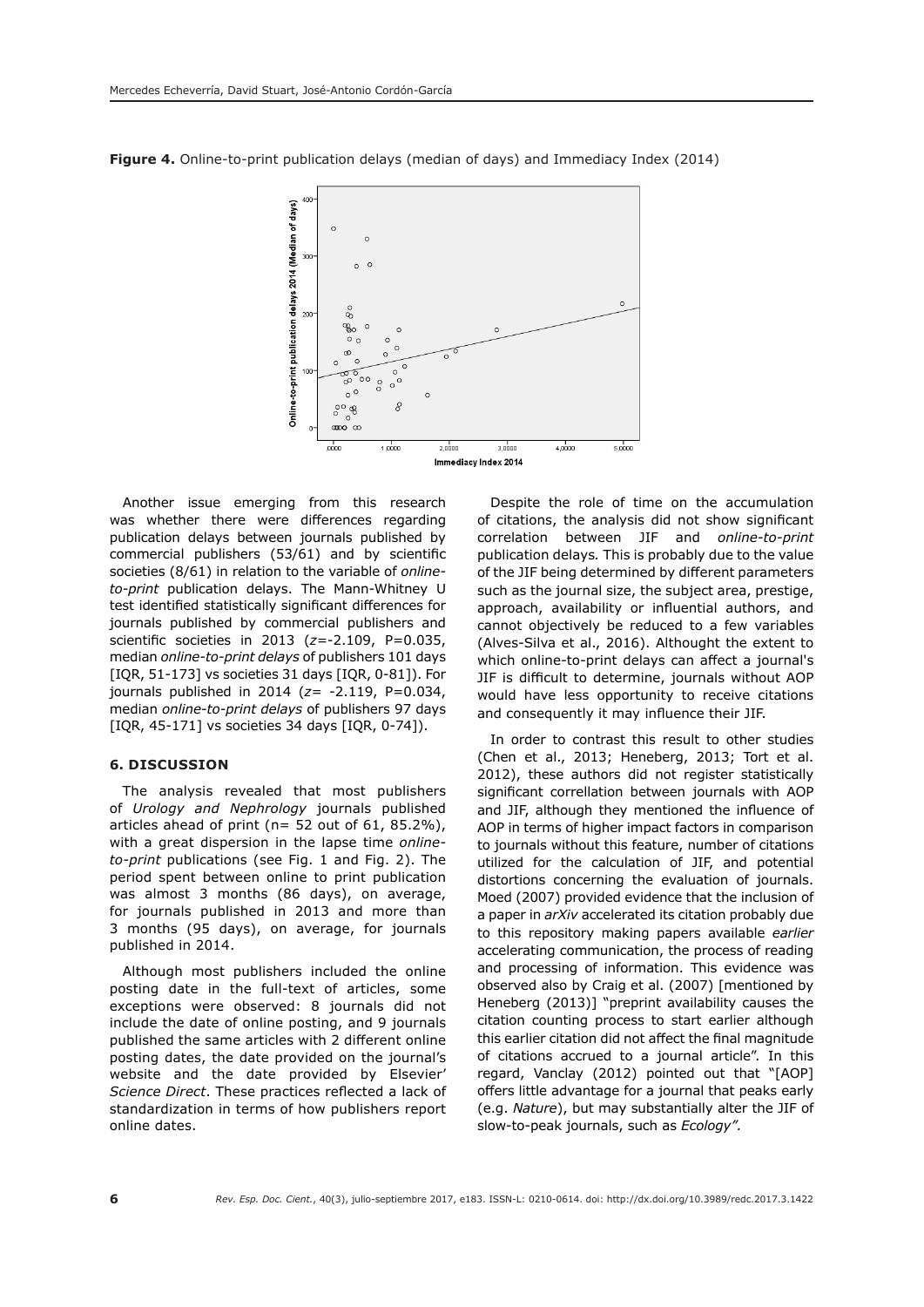**Figure 4.** Online-to-print publication delays (median of days) and Immediacy Index (2014)

Another issue emerging from this research was whether there were differences regarding publication delays between journals published by commercial publishers (53/61) and by scientific societies (8/61) in relation to the variable of *online-to-print* publication delays. The Mann-Whitney U test identified statistically significant differences for journals published by commercial publishers and scientific societies in 2013 ($z$=-2.109, P=0.035, median *online-to-print delays* of publishers 101 days [IQR, 51-173] vs societies 31 days [IQR, 0-81]). For journals published in 2014 ($z$= -2.119, P=0.034, median *online-to-print delays* of publishers 97 days [IQR, 45-171] vs societies 34 days [IQR, 0-74]).

## 6. DISCUSSION

The analysis revealed that most publishers of *Urology and Nephrology* journals published articles ahead of print (n= 52 out of 61, 85.2%), with a great dispersion in the lapse time *online-to-print* publications (see Fig. 1 and Fig. 2). The period spent between online to print publication was almost 3 months (86 days), on average, for journals published in 2013 and more than 3 months (95 days), on average, for journals published in 2014.

Although most publishers included the online posting date in the full-text of articles, some exceptions were observed: 8 journals did not include the date of online posting, and 9 journals published the same articles with 2 different online posting dates, the date provided on the journal's website and the date provided by Elsevier' *Science Direct*. These practices reflected a lack of standardization in terms of how publishers report online dates.

Despite the role of time on the accumulation of citations, the analysis did not show significant correlation between JIF and *online-to-print* publication delays. This is probably due to the value of the JIF being determined by different parameters such as the journal size, the subject area, prestige, approach, availability or influential authors, and cannot objectively be reduced to a few variables (Alves-Silva et al., 2016). Althought the extent to which online-to-print delays can affect a journal's JIF is difficult to determine, journals without AOP would have less opportunity to receive citations and consequently it may influence their JIF.

In order to contrast this result to other studies (Chen et al., 2013; Heneberg, 2013; Tort et al. 2012), these authors did not register statistically significant correllation between journals with AOP and JIF, although they mentioned the influence of AOP in terms of higher impact factors in comparison to journals without this feature, number of citations utilized for the calculation of JIF, and potential distortions concerning the evaluation of journals. Moed (2007) provided evidence that the inclusion of a paper in *arXiv* accelerated its citation probably due to this repository making papers available *earlier* accelerating communication, the process of reading and processing of information. This evidence was observed also by Craig et al. (2007) [mentioned by Heneberg (2013)] "preprint availability causes the citation counting process to start earlier although this earlier citation did not affect the final magnitude of citations accrued to a journal article". In this regard, Vanclay (2012) pointed out that "[AOP] offers little advantage for a journal that peaks early (e.g. *Nature*), but may substantially alter the JIF of slow-to-peak journals, such as *Ecology".*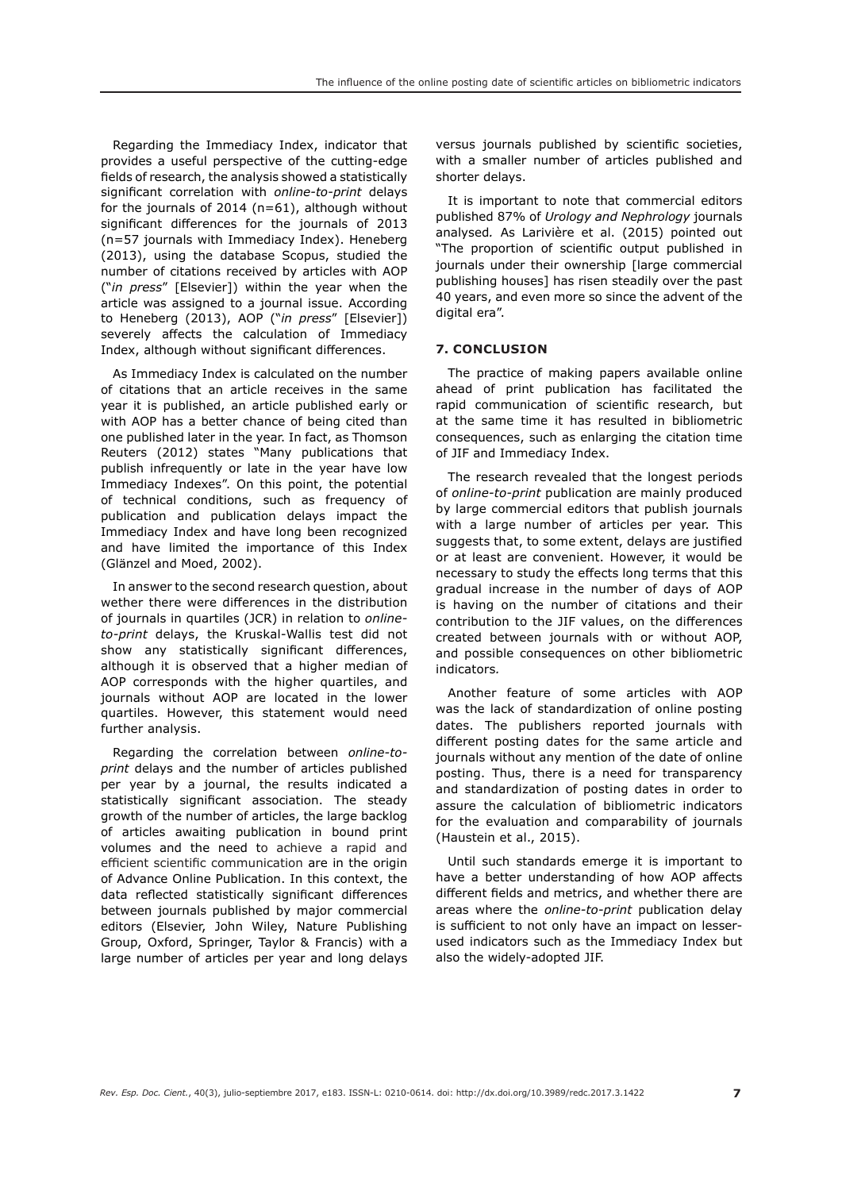Regarding the Immediacy Index, indicator that provides a useful perspective of the cutting-edge fields of research, the analysis showed a statistically significant correlation with *online-to-print* delays for the journals of 2014 (n=61), although without significant differences for the journals of 2013 (n=57 journals with Immediacy Index). Heneberg (2013), using the database Scopus, studied the number of citations received by articles with AOP ("*in press*" [Elsevier]) within the year when the article was assigned to a journal issue. According to Heneberg (2013), AOP ("*in press*" [Elsevier]) severely affects the calculation of Immediacy Index, although without significant differences.

As Immediacy Index is calculated on the number of citations that an article receives in the same year it is published, an article published early or with AOP has a better chance of being cited than one published later in the year. In fact, as Thomson Reuters (2012) states "Many publications that publish infrequently or late in the year have low Immediacy Indexes". On this point, the potential of technical conditions, such as frequency of publication and publication delays impact the Immediacy Index and have long been recognized and have limited the importance of this Index (Glänzel and Moed, 2002).

In answer to the second research question, about wether there were differences in the distribution of journals in quartiles (JCR) in relation to *online-to-print* delays, the Kruskal-Wallis test did not show any statistically significant differences, although it is observed that a higher median of AOP corresponds with the higher quartiles, and journals without AOP are located in the lower quartiles. However, this statement would need further analysis.

Regarding the correlation between *online-to-print* delays and the number of articles published per year by a journal, the results indicated a statistically significant association. The steady growth of the number of articles, the large backlog of articles awaiting publication in bound print volumes and the need to achieve a rapid and efficient scientific communication are in the origin of Advance Online Publication. In this context, the data reflected statistically significant differences between journals published by major commercial editors (Elsevier, John Wiley, Nature Publishing Group, Oxford, Springer, Taylor & Francis) with a large number of articles per year and long delays versus journals published by scientific societies, with a smaller number of articles published and shorter delays.

It is important to note that commercial editors published 87% of *Urology and Nephrology* journals analysed. As Larivière et al. (2015) pointed out "The proportion of scientific output published in journals under their ownership [large commercial publishing houses] has risen steadily over the past 40 years, and even more so since the advent of the digital era".

## 7. CONCLUSION

The practice of making papers available online ahead of print publication has facilitated the rapid communication of scientific research, but at the same time it has resulted in bibliometric consequences, such as enlarging the citation time of JIF and Immediacy Index.

The research revealed that the longest periods of *online-to-print* publication are mainly produced by large commercial editors that publish journals with a large number of articles per year. This suggests that, to some extent, delays are justified or at least are convenient. However, it would be necessary to study the effects long terms that this gradual increase in the number of days of AOP is having on the number of citations and their contribution to the JIF values, on the differences created between journals with or without AOP, and possible consequences on other bibliometric indicators.

Another feature of some articles with AOP was the lack of standardization of online posting dates. The publishers reported journals with different posting dates for the same article and journals without any mention of the date of online posting. Thus, there is a need for transparency and standardization of posting dates in order to assure the calculation of bibliometric indicators for the evaluation and comparability of journals (Haustein et al., 2015).

Until such standards emerge it is important to have a better understanding of how AOP affects different fields and metrics, and whether there are areas where the *online-to-print* publication delay is sufficient to not only have an impact on lesser-used indicators such as the Immediacy Index but also the widely-adopted JIF.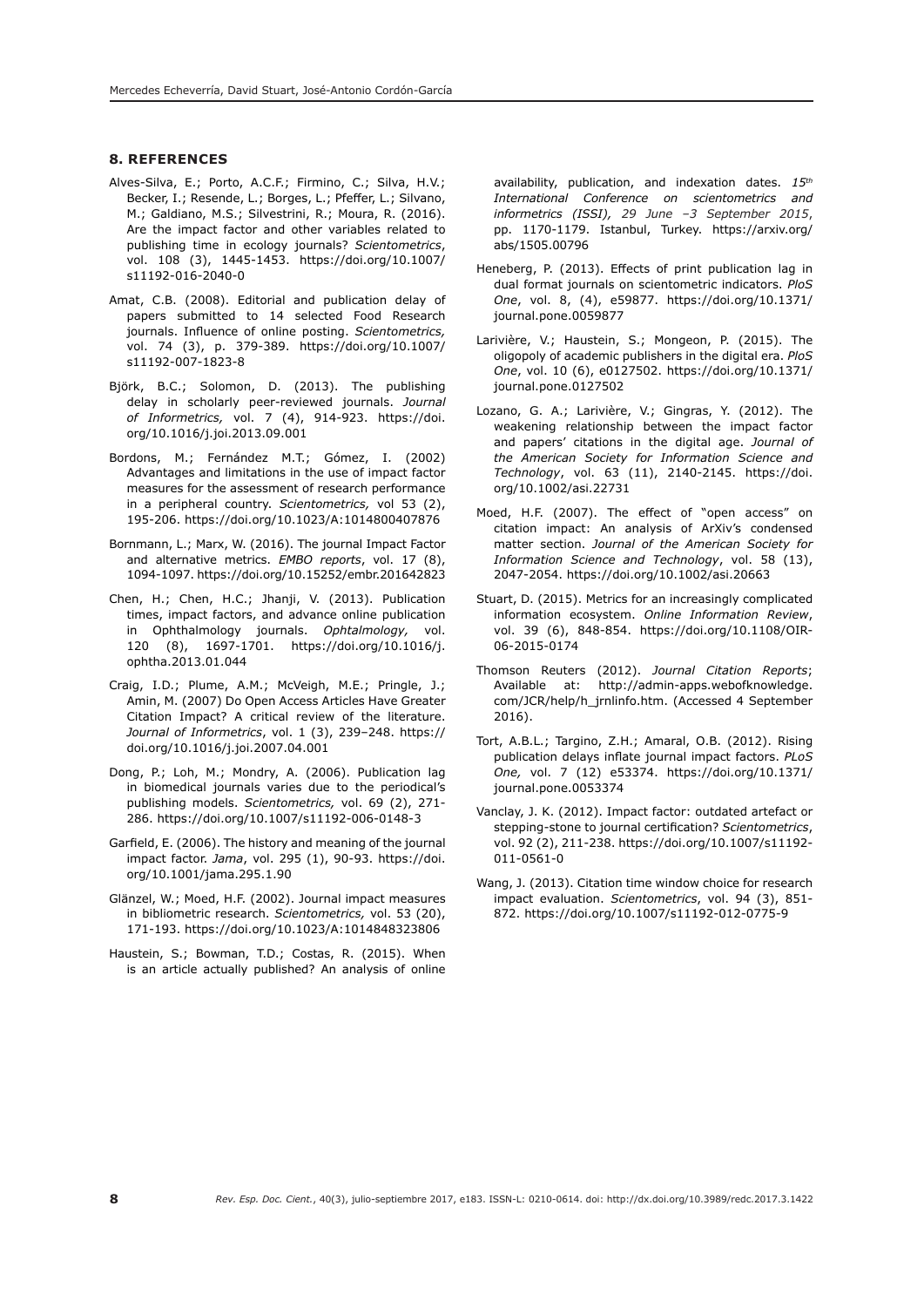## 8. REFERENCES

Alves-Silva, E.; Porto, A.C.F.; Firmino, C.; Silva, H.V.; Becker, I.; Resende, L.; Borges, L.; Pfeffer, L.; Silvano, M.; Galdiano, M.S.; Silvestrini, R.; Moura, R. (2016). Are the impact factor and other variables related to publishing time in ecology journals? *Scientometrics*, vol. 108 (3), 1445-1453. https://doi.org/10.1007/s11192-016-2040-0

Amat, C.B. (2008). Editorial and publication delay of papers submitted to 14 selected Food Research journals. Influence of online posting. *Scientometrics,* vol. 74 (3), p. 379-389. https://doi.org/10.1007/s11192-007-1823-8

Björk, B.C.; Solomon, D. (2013). The publishing delay in scholarly peer-reviewed journals. *Journal of Informetrics,* vol. 7 (4), 914-923. https://doi.org/10.1016/j.joi.2013.09.001

Bordons, M.; Fernández M.T.; Gómez, I. (2002) Advantages and limitations in the use of impact factor measures for the assessment of research performance in a peripheral country. *Scientometrics,* vol 53 (2), 195-206. https://doi.org/10.1023/A:1014800407876

Bornmann, L.; Marx, W. (2016). The journal Impact Factor and alternative metrics. *EMBO reports*, vol. 17 (8), 1094-1097. https://doi.org/10.15252/embr.201642823

Chen, H.; Chen, H.C.; Jhanji, V. (2013). Publication times, impact factors, and advance online publication in Ophthalmology journals. *Ophtalmology,* vol. 120 (8), 1697-1701. https://doi.org/10.1016/j.ophtha.2013.01.044

Craig, I.D.; Plume, A.M.; McVeigh, M.E.; Pringle, J.; Amin, M. (2007) Do Open Access Articles Have Greater Citation Impact? A critical review of the literature. *Journal of Informetrics*, vol. 1 (3), 239–248. https://doi.org/10.1016/j.joi.2007.04.001

Dong, P.; Loh, M.; Mondry, A. (2006). Publication lag in biomedical journals varies due to the periodical's publishing models. *Scientometrics,* vol. 69 (2), 271-286. https://doi.org/10.1007/s11192-006-0148-3

Garfield, E. (2006). The history and meaning of the journal impact factor. *Jama*, vol. 295 (1), 90-93. https://doi.org/10.1001/jama.295.1.90

Glänzel, W.; Moed, H.F. (2002). Journal impact measures in bibliometric research. *Scientometrics,* vol. 53 (20), 171-193. https://doi.org/10.1023/A:1014848323806

Haustein, S.; Bowman, T.D.; Costas, R. (2015). When is an article actually published? An analysis of online availability, publication, and indexation dates. *15th International Conference on scientometrics and informetrics (ISSI), 29 June –3 September 2015*, pp. 1170-1179. Istanbul, Turkey. https://arxiv.org/abs/1505.00796

Heneberg, P. (2013). Effects of print publication lag in dual format journals on scientometric indicators. *PloS One*, vol. 8, (4), e59877. https://doi.org/10.1371/journal.pone.0059877

Larivière, V.; Haustein, S.; Mongeon, P. (2015). The oligopoly of academic publishers in the digital era. *PloS One*, vol. 10 (6), e0127502. https://doi.org/10.1371/journal.pone.0127502

Lozano, G. A.; Larivière, V.; Gingras, Y. (2012). The weakening relationship between the impact factor and papers' citations in the digital age. *Journal of the American Society for Information Science and Technology*, vol. 63 (11), 2140-2145. https://doi.org/10.1002/asi.22731

Moed, H.F. (2007). The effect of "open access" on citation impact: An analysis of ArXiv's condensed matter section. *Journal of the American Society for Information Science and Technology*, vol. 58 (13), 2047-2054. https://doi.org/10.1002/asi.20663

Stuart, D. (2015). Metrics for an increasingly complicated information ecosystem. *Online Information Review*, vol. 39 (6), 848-854. https://doi.org/10.1108/OIR-06-2015-0174

Thomson Reuters (2012). *Journal Citation Reports*; Available at: http://admin-apps.webofknowledge.com/JCR/help/h_jrnlinfo.htm. (Accessed 4 September 2016).

Tort, A.B.L.; Targino, Z.H.; Amaral, O.B. (2012). Rising publication delays inflate journal impact factors. *PLoS One,* vol. 7 (12) e53374. https://doi.org/10.1371/journal.pone.0053374

Vanclay, J. K. (2012). Impact factor: outdated artefact or stepping-stone to journal certification? *Scientometrics*, vol. 92 (2), 211-238. https://doi.org/10.1007/s11192-011-0561-0

Wang, J. (2013). Citation time window choice for research impact evaluation. *Scientometrics*, vol. 94 (3), 851-872. https://doi.org/10.1007/s11192-012-0775-9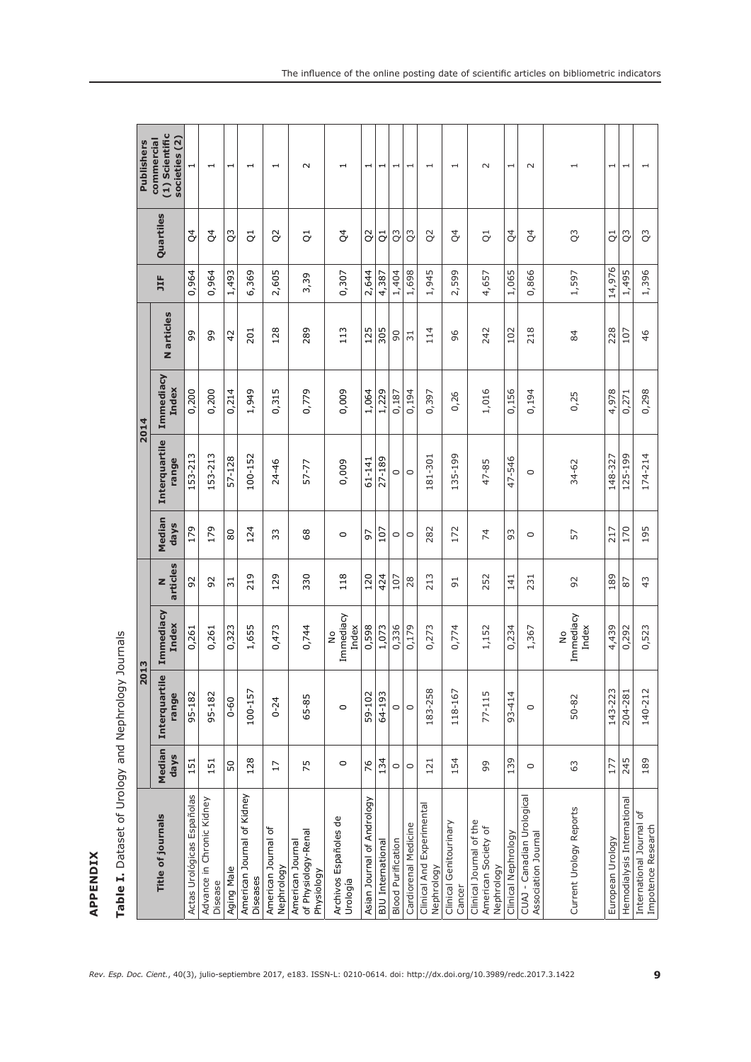## APPENDIX

**Table I.** Dataset of Urology and Nephrology Journals

| Title of journals | 2013 | | | | 2014 | | | | JIF | Quartiles | Publishers commercial (1) Scientific societies (2) |
|---|---|---|---|---|---|---|---|---|---|---|---|
| | Median days | Interquartile range | Immediacy Index | N articles | Median days | Interquartile range | Immediacy Index | N articles | | | |
| Actas Urológicas Españolas | 151 | 95-182 | 0,261 | 92 | 179 | 153-213 | 0,200 | 99 | 0,964 | Q4 | 1 |
| Advance in Chronic Kidney Disease | 151 | 95-182 | 0,261 | 92 | 179 | 153-213 | 0,200 | 99 | 0,964 | Q4 | 1 |
| Aging Male | 50 | 0-60 | 0,323 | 31 | 80 | 57-128 | 0,214 | 42 | 1,493 | Q3 | 1 |
| American Journal of Kidney Diseases | 128 | 100-157 | 1,655 | 219 | 124 | 100-152 | 1,949 | 201 | 6,369 | Q1 | 1 |
| American Journal of Nephrology | 17 | 0-24 | 0,473 | 129 | 33 | 24-46 | 0,315 | 128 | 2,605 | Q2 | 1 |
| American Journal of Physiology-Renal Physiology | 75 | 65-85 | 0,744 | 330 | 68 | 57-77 | 0,779 | 289 | 3,39 | Q1 | 2 |
| Archivos Españoles de Urología | 0 | 0 | No Immediacy Index | 118 | 0 | 0,009 | 0,009 | 113 | 0,307 | Q4 | 1 |
| Asian Journal of Andrology | 76 | 59-102 | 0,598 | 120 | 97 | 61-141 | 1,064 | 125 | 2,644 | Q2 | 1 |
| BJU International | 134 | 64-193 | 1,073 | 424 | 107 | 27-189 | 1,229 | 305 | 4,387 | Q1 | 1 |
| Blood Purification | 0 | 0 | 0,336 | 107 | 0 | 0 | 0,187 | 90 | 1,404 | Q3 | 1 |
| Cardiorenal Medicine | 0 | 0 | 0,179 | 28 | 0 | 0 | 0,194 | 31 | 1,698 | Q3 | 1 |
| Clinical And Experimental Nephrology | 121 | 183-258 | 0,273 | 213 | 282 | 181-301 | 0,397 | 114 | 1,945 | Q2 | 1 |
| Clinical Genitourinary Cancer | 154 | 118-167 | 0,774 | 91 | 172 | 135-199 | 0,26 | 96 | 2,599 | Q4 | 1 |
| Clinical Journal of the American Society of Nephrology | 99 | 77-115 | 1,152 | 252 | 74 | 47-85 | 1,016 | 242 | 4,657 | Q1 | 2 |
| Clinical Nephrology | 139 | 93-414 | 0,234 | 141 | 93 | 47-546 | 0,156 | 102 | 1,065 | Q4 | 1 |
| CUAJ - Canadian Urological Association Journal | 0 | 0 | 1,367 | 231 | 0 | 0 | 0,194 | 218 | 0,866 | Q4 | 2 |
| Current Urology Reports | 63 | 50-82 | No Immediacy Index | 92 | 57 | 34-62 | 0,25 | 84 | 1,597 | Q3 | 1 |
| European Urology | 177 | 143-223 | 4,439 | 189 | 217 | 148-327 | 4,978 | 228 | 14,976 | Q1 | 1 |
| Hemodialysis International | 245 | 204-281 | 0,292 | 87 | 170 | 125-199 | 0,271 | 107 | 1,495 | Q3 | 1 |
| International Journal of Impotence Research | 189 | 140-212 | 0,523 | 43 | 195 | 174-214 | 0,298 | 46 | 1,396 | Q3 | 1 |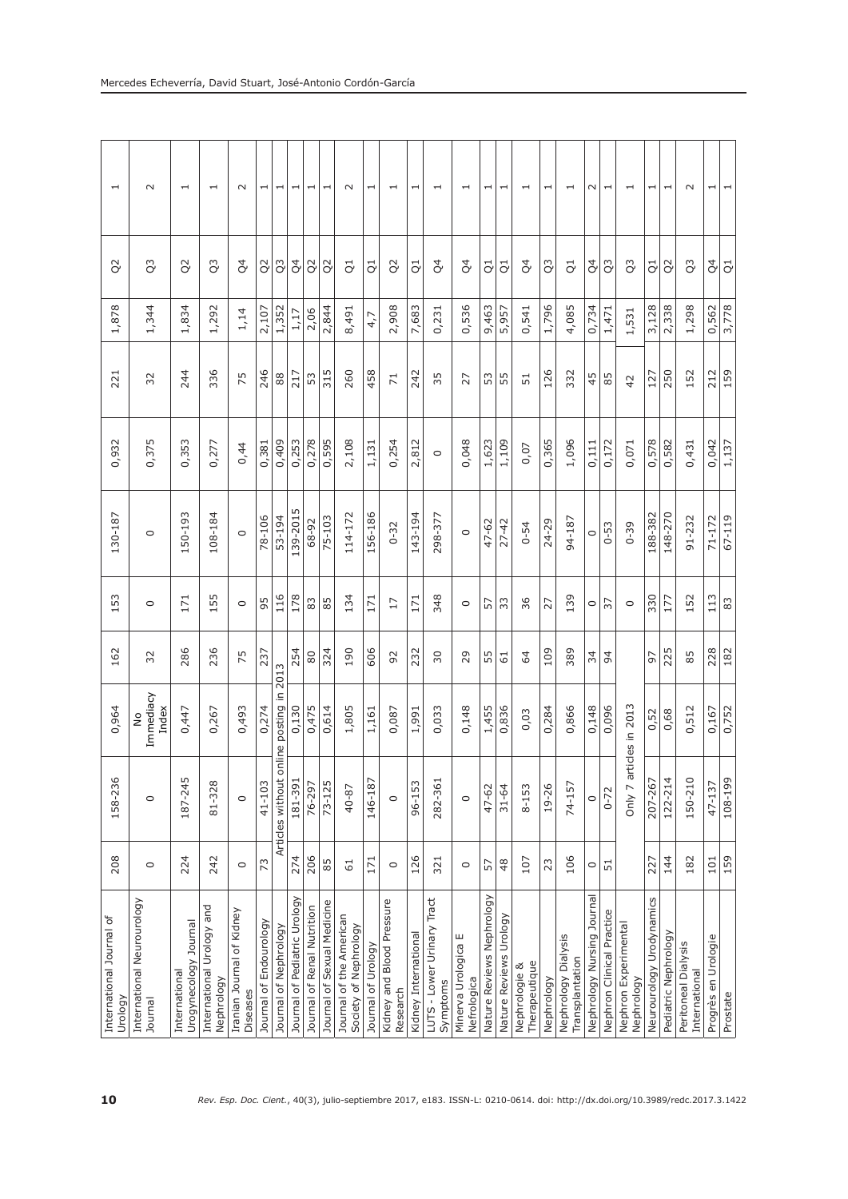| | | | | | | | | | | | |
|---|---|---|---|---|---|---|---|---|---|---|---|
| International Journal of Urology | 208 | 158-236 | 0,964 | 162 | 153 | 130-187 | 0,932 | 221 | 1,878 | Q2 | 1 |
| International Neurourology Journal | 0 | 0 | No Immediacy Index | 32 | 0 | 0 | 0,375 | 32 | 1,344 | Q3 | 2 |
| International Urogynecology Journal | 224 | 187-245 | 0,447 | 286 | 171 | 150-193 | 0,353 | 244 | 1,834 | Q2 | 1 |
| International Urology and Nephrology | 242 | 81-328 | 0,267 | 236 | 155 | 108-184 | 0,277 | 336 | 1,292 | Q3 | 1 |
| Iranian Journal of Kidney Diseases | 0 | 0 | 0,493 | 75 | 0 | 0 | 0,44 | 75 | 1,14 | Q4 | 2 |
| Journal of Endourology | 73 | 41-103 | 0,274 | 237 | 95 | 78-106 | 0,381 | 246 | 2,107 | Q2 | 1 |
| Journal of Nephrology | Articles without online posting in 2013 | | | | 116 | 53-194 | 0,409 | 88 | 1,352 | Q3 | 1 |
| Journal of Pediatric Urology | 274 | 181-391 | 0,130 | 254 | 178 | 139-2015 | 0,253 | 217 | 1,17 | Q4 | 1 |
| Journal of Renal Nutrition | 206 | 76-297 | 0,475 | 80 | 83 | 68-92 | 0,278 | 53 | 2,06 | Q2 | 1 |
| Journal of Sexual Medicine | 85 | 73-125 | 0,614 | 324 | 85 | 75-103 | 0,595 | 315 | 2,844 | Q2 | 1 |
| Journal of the American Society of Nephrology | 61 | 40-87 | 1,805 | 190 | 134 | 114-172 | 2,108 | 260 | 8,491 | Q1 | 2 |
| Journal of Urology | 171 | 146-187 | 1,161 | 606 | 171 | 156-186 | 1,131 | 458 | 4,7 | Q1 | 1 |
| Kidney and Blood Pressure Research | 0 | 0 | 0,087 | 92 | 17 | 0-32 | 0,254 | 71 | 2,908 | Q2 | 1 |
| Kidney International | 126 | 96-153 | 1,991 | 232 | 171 | 143-194 | 2,812 | 242 | 7,683 | Q1 | 1 |
| LUTS - Lower Urinary Tract Symptoms | 321 | 282-361 | 0,033 | 30 | 348 | 298-377 | 0 | 35 | 0,231 | Q4 | 1 |
| Minerva Urologica E Nefrologica | 0 | 0 | 0,148 | 29 | 0 | 0 | 0,048 | 27 | 0,536 | Q4 | 1 |
| Nature Reviews Nephrology | 57 | 47-62 | 1,455 | 55 | 57 | 47-62 | 1,623 | 53 | 9,463 | Q1 | 1 |
| Nature Reviews Urology | 48 | 31-64 | 0,836 | 61 | 33 | 27-42 | 1,109 | 55 | 5,957 | Q1 | 1 |
| Nephrologie & Therapeutique | 107 | 8-153 | 0,03 | 64 | 36 | 0-54 | 0,07 | 51 | 0,541 | Q4 | 1 |
| Nephrology | 23 | 19-26 | 0,284 | 109 | 27 | 24-29 | 0,365 | 126 | 1,796 | Q3 | 1 |
| Nephrology Dialysis Transplantation | 106 | 74-157 | 0,866 | 389 | 139 | 94-187 | 1,096 | 332 | 4,085 | Q1 | 1 |
| Nephrology Nursing Journal | 0 | 0 | 0,148 | 34 | 0 | 0 | 0,111 | 45 | 0,734 | Q4 | 2 |
| Nephron Clinical Practice | 51 | 0-72 | 0,096 | 94 | 37 | 0-53 | 0,172 | 85 | 1,471 | Q3 | 1 |
| Nephron Experimental Nephrology | Only 7 articles in 2013 | | | | 0 | 0-39 | 0,071 | 42 | 1,531 | Q3 | 1 |
| Neurourology Urodynamics | 227 | 207-267 | 0,52 | 97 | 330 | 188-382 | 0,578 | 127 | 3,128 | Q1 | 1 |
| Pediatric Nephrology | 144 | 122-214 | 0,68 | 225 | 177 | 148-270 | 0,582 | 250 | 2,338 | Q2 | 1 |
| Peritoneal Dialysis International | 182 | 150-210 | 0,512 | 85 | 152 | 91-232 | 0,431 | 152 | 1,298 | Q3 | 2 |
| Progrès en Urologie | 101 | 47-137 | 0,167 | 228 | 113 | 71-172 | 0,042 | 212 | 0,562 | Q4 | 1 |
| Prostate | 159 | 108-199 | 0,752 | 182 | 83 | 67-119 | 1,137 | 159 | 3,778 | Q1 | 1 |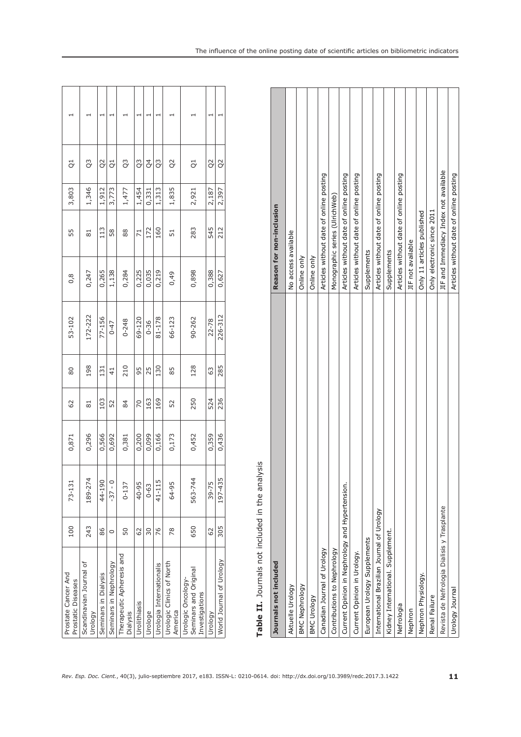| | | | | | | | | | | | |
|---|---|---|---|---|---|---|---|---|---|---|---|
| Prostate Cancer And Prostatic Diseases | 100 | 73-131 | 0,871 | 62 | 80 | 53-102 | 0,8 | 55 | 3,803 | Q1 | 1 |
| Scandinavian Journal of Urology | 243 | 189-274 | 0,296 | 81 | 198 | 172-222 | 0,247 | 81 | 1,346 | Q3 | 1 |
| Seminars in Dialysis | 86 | 44-190 | 0,566 | 103 | 131 | 77-156 | 0,265 | 113 | 1,912 | Q2 | 1 |
| Seminars in Nephrology | 0 | -37 - 0 | 0,692 | 52 | 41 | 0-47 | 1,138 | 58 | 3,773 | Q1 | 1 |
| Therapeutic Apheresis and Dialysis | 50 | 0-137 | 0,381 | 84 | 210 | 0-248 | 0,284 | 88 | 1,477 | Q3 | 1 |
| Urolithiasis | 62 | 40-95 | 0,200 | 70 | 95 | 69-120 | 0,225 | 71 | 1,454 | Q3 | 1 |
| Urologe | 30 | 0-63 | 0,099 | 163 | 25 | 0-36 | 0,035 | 172 | 0,331 | Q4 | 1 |
| Urologia Internationalis | 76 | 41-115 | 0,166 | 169 | 130 | 81-178 | 0,219 | 160 | 1,313 | Q3 | 1 |
| Urologic Clinics of North America | 78 | 64-95 | 0,173 | 52 | 85 | 66-123 | 0,49 | 51 | 1,835 | Q2 | 1 |
| Urologic Oncology-Seminars and Original Investigations | 650 | 563-744 | 0,452 | 250 | 128 | 90-262 | 0,898 | 283 | 2,921 | Q1 | 1 |
| Urology | 62 | 39-75 | 0,359 | 524 | 63 | 22-78 | 0,388 | 545 | 2,187 | Q2 | 1 |
| World Journal of Urology | 305 | 197-435 | 0,436 | 236 | 285 | 226-312 | 0,627 | 212 | 2,397 | Q2 | 1 |

**Table II.** Journals not included in the analysis

| Journals not included | Reason for non-inclusion |
|---|---|
| Aktuelle Urology | No access available |
| BMC Nephrology | Online only |
| BMC Urology | Online only |
| Canadian Journal of Urology | Articles without date of online posting |
| Contributions to Nephrology | Monographic series (UlrichWeb) |
| Current Opinion in Nephrology and Hypertension. | Articles without date of online posting |
| Current Opinion in Urology. | Articles without date of online posting |
| European Urology Supplements | Supplements |
| International Brazilian Journal of Urology | Articles without date of online posting |
| Kidney International. Supplement. | Supplements |
| Nefrologia | Articles without date of online posting |
| Nephron | JIF not available |
| Nephron Physiology. | Only 11 articles published |
| Renal Failure | Only electronic since 2011 |
| Revista de Nefrologia Dialisis y Trasplante | JIF and Immediacy Index not available |
| Urology Journal | Articles without date of online posting |